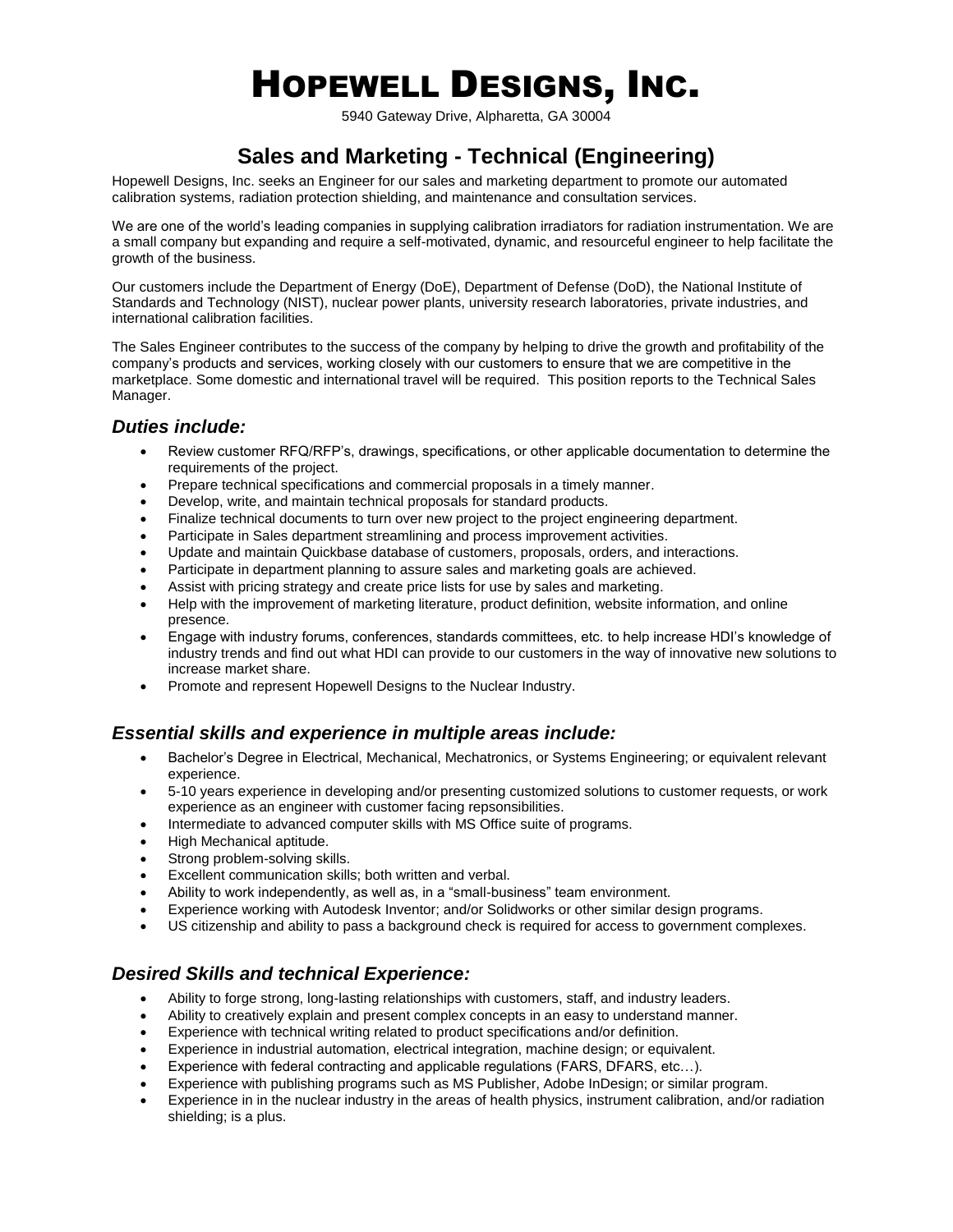# Hopewell Designs, Inc.

5940 Gateway Drive, Alpharetta, GA 30004

## Sales and Marketing - Technical (Engineering)

Hopewell Designs, Inc. seeks an Engineer for our sales and marketing department to promote our automated calibration systems, radiation protection shielding, and maintenance and consultation services.

We are one of the world's leading companies in supplying calibration irradiators for radiation instrumentation. We are a small company but expanding and require a self-motivated, dynamic, and resourceful engineer to help facilitate the growth of the business.

Our customers include the Department of Energy (DoE), Department of Defense (DoD), the National Institute of Standards and Technology (NIST), nuclear power plants, university research laboratories, private industries, and international calibration facilities.

The Sales Engineer contributes to the success of the company by helping to drive the growth and profitability of the company's products and services, working closely with our customers to ensure that we are competitive in the marketplace. Some domestic and international travel will be required. This position reports to the Technical Sales Manager.

### *Duties include:*

- Review customer RFQ/RFP's, drawings, specifications, or other applicable documentation to determine the requirements of the project.
- Prepare technical specifications and commercial proposals in a timely manner.
- Develop, write, and maintain technical proposals for standard products.
- Finalize technical documents to turn over new project to the project engineering department.
- Participate in Sales department streamlining and process improvement activities.
- Update and maintain Quickbase database of customers, proposals, orders, and interactions.
- Participate in department planning to assure sales and marketing goals are achieved.
- Assist with pricing strategy and create price lists for use by sales and marketing.
- Help with the improvement of marketing literature, product definition, website information, and online presence.
- Engage with industry forums, conferences, standards committees, etc. to help increase HDI's knowledge of industry trends and find out what HDI can provide to our customers in the way of innovative new solutions to increase market share.
- Promote and represent Hopewell Designs to the Nuclear Industry.

### *Essential skills and experience in multiple areas include:*

- Bachelor's Degree in Electrical, Mechanical, Mechatronics, or Systems Engineering; or equivalent relevant experience.
- 5-10 years experience in developing and/or presenting customized solutions to customer requests, or work experience as an engineer with customer facing repsonsibilities.
- Intermediate to advanced computer skills with MS Office suite of programs.
- High Mechanical aptitude.
- Strong problem-solving skills.
- Excellent communication skills; both written and verbal.
- Ability to work independently, as well as, in a "small-business" team environment.
- Experience working with Autodesk Inventor; and/or Solidworks or other similar design programs.
- US citizenship and ability to pass a background check is required for access to government complexes.

### *Desired Skills and technical Experience:*

- Ability to forge strong, long-lasting relationships with customers, staff, and industry leaders.
- Ability to creatively explain and present complex concepts in an easy to understand manner.
- Experience with technical writing related to product specifications and/or definition.
- Experience in industrial automation, electrical integration, machine design; or equivalent.
- Experience with federal contracting and applicable regulations (FARS, DFARS, etc…).
- Experience with publishing programs such as MS Publisher, Adobe InDesign; or similar program.
- Experience in in the nuclear industry in the areas of health physics, instrument calibration, and/or radiation shielding; is a plus.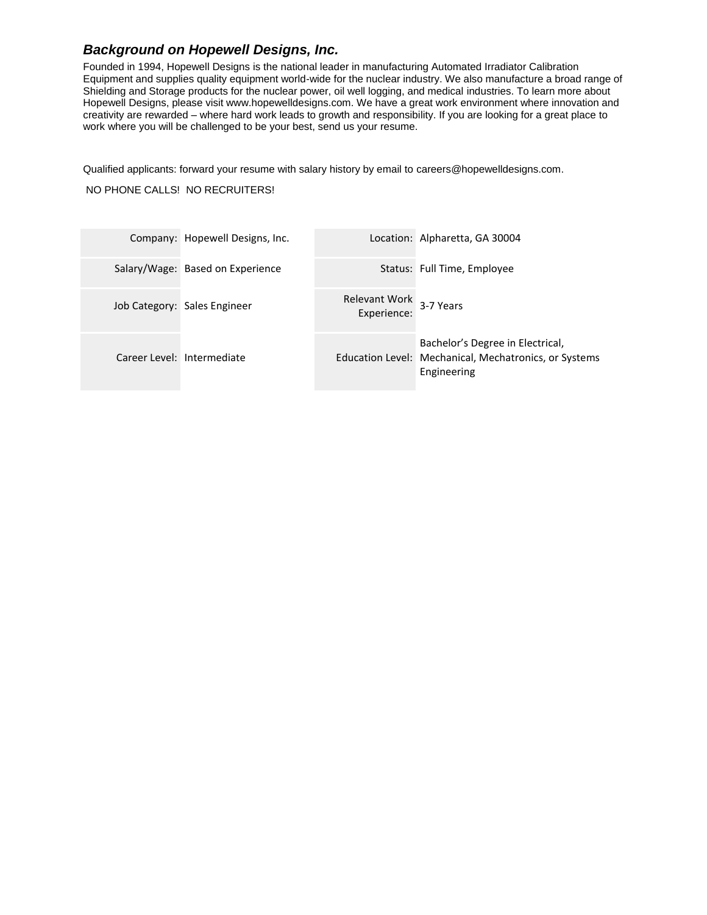### *Background on Hopewell Designs, Inc.*

Founded in 1994, Hopewell Designs is the national leader in manufacturing Automated Irradiator Calibration Equipment and supplies quality equipment world-wide for the nuclear industry. We also manufacture a broad range of Shielding and Storage products for the nuclear power, oil well logging, and medical industries. To learn more about Hopewell Designs, please visit www.hopewelldesigns.com. We have a great work environment where innovation and creativity are rewarded – where hard work leads to growth and responsibility. If you are looking for a great place to work where you will be challenged to be your best, send us your resume.

Qualified applicants: forward your resume with salary history by email to careers@hopewelldesigns.com.

NO PHONE CALLS! NO RECRUITERS!

| | | | |
|---|---|---|---|
| Company: | Hopewell Designs, Inc. | Location: | Alpharetta, GA 30004 |
| Salary/Wage: | Based on Experience | Status: | Full Time, Employee |
| Job Category: | Sales Engineer | Relevant Work Experience: | 3-7 Years |
| Career Level: | Intermediate | Education Level: | Bachelor's Degree in Electrical, Mechanical, Mechatronics, or Systems Engineering |